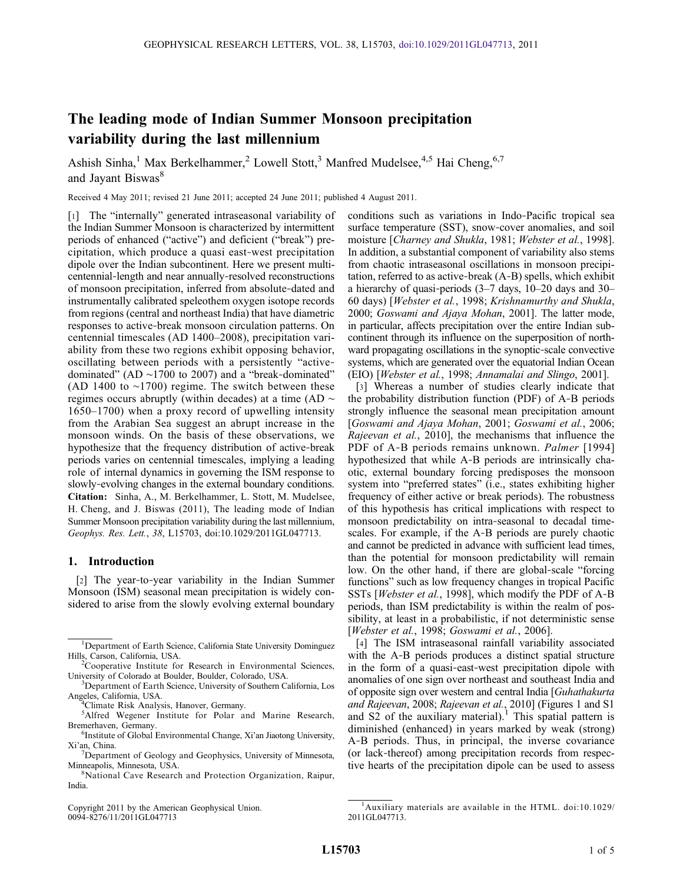# The leading mode of Indian Summer Monsoon precipitation variability during the last millennium

Ashish Sinha,[1] Max Berkelhammer,[2] Lowell Stott,[3] Manfred Mudelsee,[4,5] Hai Cheng,[6,7] and Jayant Biswas[8]

Received 4 May 2011; revised 21 June 2011; accepted 24 June 2011; published 4 August 2011.

[1] The "internally" generated intraseasonal variability of the Indian Summer Monsoon is characterized by intermittent periods of enhanced ("active") and deficient ("break") precipitation, which produce a quasi east-west precipitation dipole over the Indian subcontinent. Here we present multi-centennial-length and near annually-resolved reconstructions of monsoon precipitation, inferred from absolute-dated and instrumentally calibrated speleothem oxygen isotope records from regions (central and northeast India) that have diametric responses to active-break monsoon circulation patterns. On centennial timescales (AD 1400–2008), precipitation variability from these two regions exhibit opposing behavior, oscillating between periods with a persistently "active-dominated" (AD ~1700 to 2007) and a "break-dominated" (AD 1400 to ~1700) regime. The switch between these regimes occurs abruptly (within decades) at a time (AD ~ 1650–1700) when a proxy record of upwelling intensity from the Arabian Sea suggest an abrupt increase in the monsoon winds. On the basis of these observations, we hypothesize that the frequency distribution of active-break periods varies on centennial timescales, implying a leading role of internal dynamics in governing the ISM response to slowly-evolving changes in the external boundary conditions. **Citation:** Sinha, A., M. Berkelhammer, L. Stott, M. Mudelsee, H. Cheng, and J. Biswas (2011), The leading mode of Indian Summer Monsoon precipitation variability during the last millennium, *Geophys. Res. Lett.*, *38*, L15703, doi:10.1029/2011GL047713.

## 1. Introduction

[2] The year-to-year variability in the Indian Summer Monsoon (ISM) seasonal mean precipitation is widely considered to arise from the slowly evolving external boundary conditions such as variations in Indo-Pacific tropical sea surface temperature (SST), snow-cover anomalies, and soil moisture [*Charney and Shukla*, 1981; *Webster et al.*, 1998]. In addition, a substantial component of variability also stems from chaotic intraseasonal oscillations in monsoon precipitation, referred to as active-break (A-B) spells, which exhibit a hierarchy of quasi-periods (3–7 days, 10–20 days and 30–60 days) [*Webster et al.*, 1998; *Krishnamurthy and Shukla*, 2000; *Goswami and Ajaya Mohan*, 2001]. The latter mode, in particular, affects precipitation over the entire Indian subcontinent through its influence on the superposition of northward propagating oscillations in the synoptic-scale convective systems, which are generated over the equatorial Indian Ocean (EIO) [*Webster et al.*, 1998; *Annamalai and Slingo*, 2001].

[3] Whereas a number of studies clearly indicate that the probability distribution function (PDF) of A-B periods strongly influence the seasonal mean precipitation amount [*Goswami and Ajaya Mohan*, 2001; *Goswami et al.*, 2006; *Rajeevan et al.*, 2010], the mechanisms that influence the PDF of A-B periods remains unknown. *Palmer* [1994] hypothesized that while A-B periods are intrinsically chaotic, external boundary forcing predisposes the monsoon system into "preferred states" (i.e., states exhibiting higher frequency of either active or break periods). The robustness of this hypothesis has critical implications with respect to monsoon predictability on intra-seasonal to decadal timescales. For example, if the A-B periods are purely chaotic and cannot be predicted in advance with sufficient lead times, than the potential for monsoon predictability will remain low. On the other hand, if there are global-scale "forcing functions" such as low frequency changes in tropical Pacific SSTs [*Webster et al.*, 1998], which modify the PDF of A-B periods, than ISM predictability is within the realm of possibility, at least in a probabilistic, if not deterministic sense [*Webster et al.*, 1998; *Goswami et al.*, 2006].

[4] The ISM intraseasonal rainfall variability associated with the A-B periods produces a distinct spatial structure in the form of a quasi-east-west precipitation dipole with anomalies of one sign over northeast and southeast India and of opposite sign over western and central India [*Guhathakurta and Rajeevan*, 2008; *Rajeevan et al.*, 2010] (Figures 1 and S1 and S2 of the auxiliary material).[1] This spatial pattern is diminished (enhanced) in years marked by weak (strong) A-B periods. Thus, in principle, the inverse covariance (or lack-thereof) among precipitation records from respective hearts of the precipitation dipole can be used to assess

---

[1] Department of Earth Science, California State University Dominguez Hills, Carson, California, USA.

[2] Cooperative Institute for Research in Environmental Sciences, University of Colorado at Boulder, Boulder, Colorado, USA.

[3] Department of Earth Science, University of Southern California, Los Angeles, California, USA.

[4] Climate Risk Analysis, Hanover, Germany.

[5] Alfred Wegener Institute for Polar and Marine Research, Bremerhaven, Germany.

[6] Institute of Global Environmental Change, Xi'an Jiaotong University, Xi'an, China.

[7] Department of Geology and Geophysics, University of Minnesota, Minneapolis, Minnesota, USA.

[8] National Cave Research and Protection Organization, Raipur, India.

Copyright 2011 by the American Geophysical Union.
0094-8276/11/2011GL047713

[1] Auxiliary materials are available in the HTML. doi:10.1029/2011GL047713.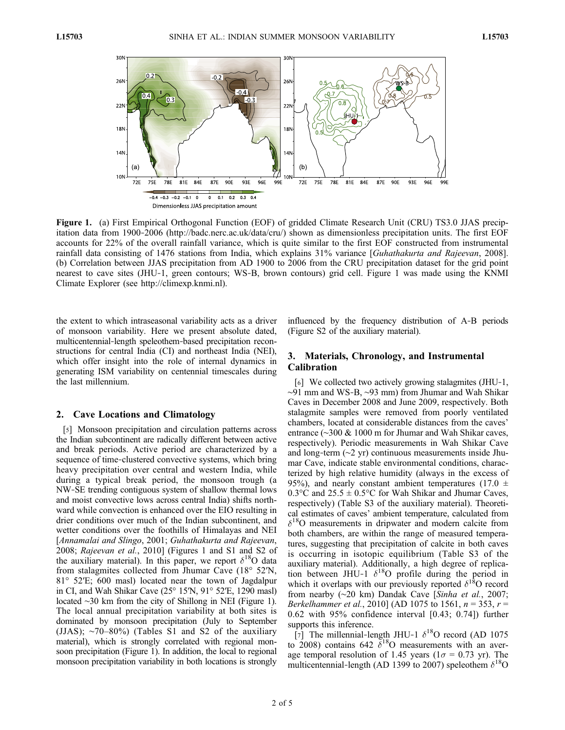**Figure 1.** (a) First Empirical Orthogonal Function (EOF) of gridded Climate Research Unit (CRU) TS3.0 JJAS precipitation data from 1900-2006 (http://badc.nerc.ac.uk/data/cru/) shown as dimensionless precipitation units. The first EOF accounts for 22% of the overall rainfall variance, which is quite similar to the first EOF constructed from instrumental rainfall data consisting of 1476 stations from India, which explains 31% variance [*Guhathakurta and Rajeevan*, 2008]. (b) Correlation between JJAS precipitation from AD 1900 to 2006 from the CRU precipitation dataset for the grid point nearest to cave sites (JHU-1, green contours; WS-B, brown contours) grid cell. Figure 1 was made using the KNMI Climate Explorer (see http://climexp.knmi.nl).

the extent to which intraseasonal variability acts as a driver of monsoon variability. Here we present absolute dated, multicentennial-length speleothem-based precipitation reconstructions for central India (CI) and northeast India (NEI), which offer insight into the role of internal dynamics in generating ISM variability on centennial timescales during the last millennium.

## 2. Cave Locations and Climatology

[5] Monsoon precipitation and circulation patterns across the Indian subcontinent are radically different between active and break periods. Active period are characterized by a sequence of time-clustered convective systems, which bring heavy precipitation over central and western India, while during a typical break period, the monsoon trough (a NW-SE trending contiguous system of shallow thermal lows and moist convective lows across central India) shifts northward while convection is enhanced over the EIO resulting in drier conditions over much of the Indian subcontinent, and wetter conditions over the foothills of Himalayas and NEI [*Annamalai and Slingo*, 2001; *Guhathakurta and Rajeevan*, 2008; *Rajeevan et al.*, 2010] (Figures 1 and S1 and S2 of the auxiliary material). In this paper, we report $\delta^{18}O$ data from stalagmites collected from Jhumar Cave (18° 52′N, 81° 52′E; 600 masl) located near the town of Jagdalpur in CI, and Wah Shikar Cave (25° 15′N, 91° 52′E, 1290 masl) located ~30 km from the city of Shillong in NEI (Figure 1). The local annual precipitation variability at both sites is dominated by monsoon precipitation (July to September (JJAS); ~70–80%) (Tables S1 and S2 of the auxiliary material), which is strongly correlated with regional monsoon precipitation (Figure 1). In addition, the local to regional monsoon precipitation variability in both locations is strongly influenced by the frequency distribution of A-B periods (Figure S2 of the auxiliary material).

## 3. Materials, Chronology, and Instrumental Calibration

[6] We collected two actively growing stalagmites (JHU-1, ~91 mm and WS-B, ~93 mm) from Jhumar and Wah Shikar Caves in December 2008 and June 2009, respectively. Both stalagmite samples were removed from poorly ventilated chambers, located at considerable distances from the caves' entrance (~300 & 1000 m for Jhumar and Wah Shikar caves, respectively). Periodic measurements in Wah Shikar Cave and long-term (~2 yr) continuous measurements inside Jhumar Cave, indicate stable environmental conditions, characterized by high relative humidity (always in the excess of 95%), and nearly constant ambient temperatures (17.0 ± 0.3°C and 25.5 ± 0.5°C for Wah Shikar and Jhumar Caves, respectively) (Table S3 of the auxiliary material). Theoretical estimates of caves' ambient temperature, calculated from $\delta^{18}O$ measurements in dripwater and modern calcite from both chambers, are within the range of measured temperatures, suggesting that precipitation of calcite in both caves is occurring in isotopic equilibrium (Table S3 of the auxiliary material). Additionally, a high degree of replication between JHU-1 $\delta^{18}O$ profile during the period in which it overlaps with our previously reported $\delta^{18}O$ record from nearby (~20 km) Dandak Cave [*Sinha et al.*, 2007; *Berkelhammer et al.*, 2010] (AD 1075 to 1561, $n = 353$, $r = 0.62$ with 95% confidence interval [0.43; 0.74]) further supports this inference.

[7] The millennial-length JHU-1 $\delta^{18}O$ record (AD 1075 to 2008) contains 642 $\delta^{18}O$ measurements with an average temporal resolution of 1.45 years ($1\sigma = 0.73$ yr). The multicentennial-length (AD 1399 to 2007) speleothem $\delta^{18}O$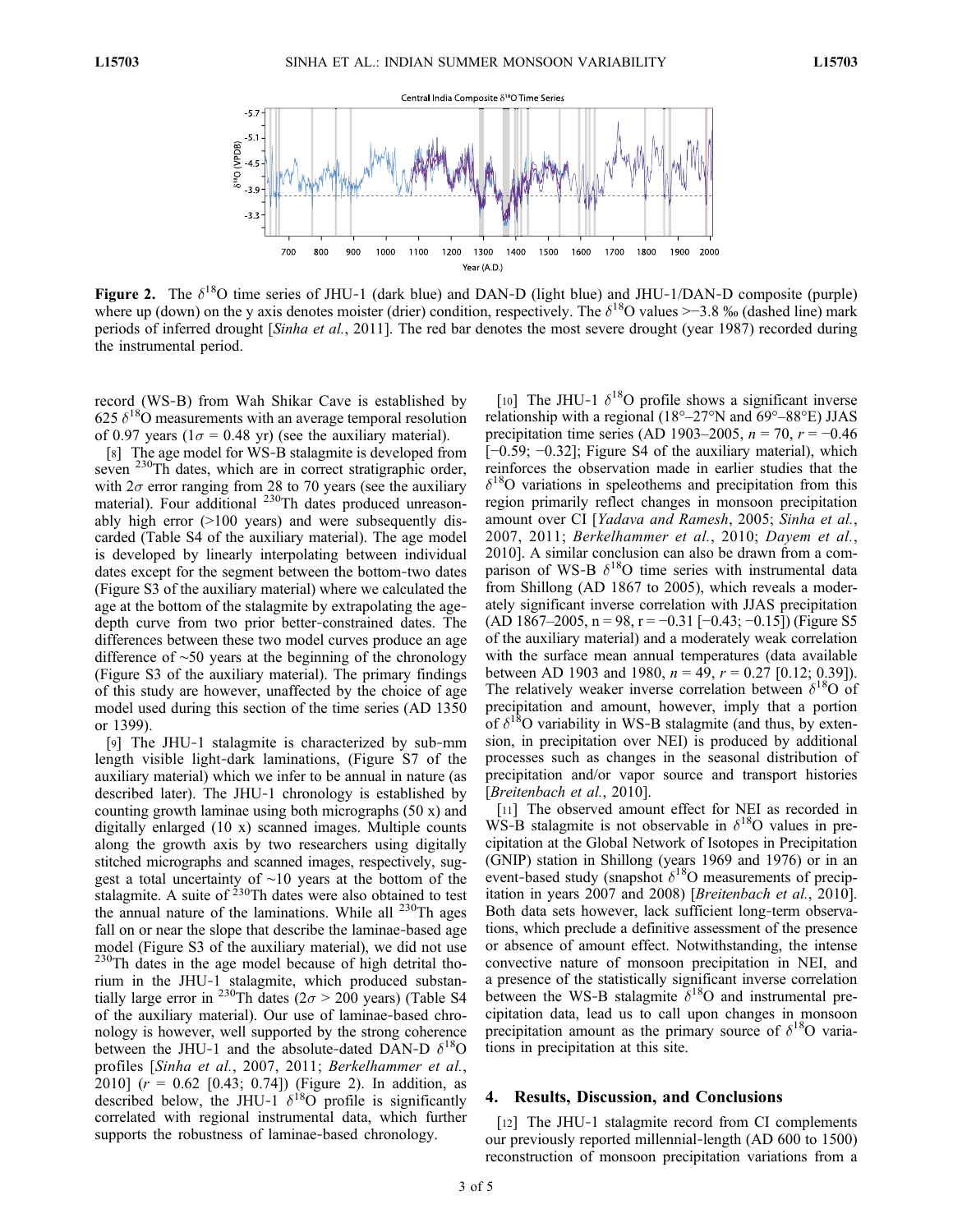**Figure 2.** The $\delta^{18}O$ time series of JHU-1 (dark blue) and DAN-D (light blue) and JHU-1/DAN-D composite (purple) where up (down) on the y axis denotes moister (drier) condition, respectively. The $\delta^{18}O$ values >−3.8 ‰ (dashed line) mark periods of inferred drought [*Sinha et al.*, 2011]. The red bar denotes the most severe drought (year 1987) recorded during the instrumental period.

record (WS-B) from Wah Shikar Cave is established by 625 $\delta^{18}O$ measurements with an average temporal resolution of 0.97 years ($1\sigma = 0.48$ yr) (see the auxiliary material).

[8] The age model for WS-B stalagmite is developed from seven $^{230}Th$ dates, which are in correct stratigraphic order, with $2\sigma$ error ranging from 28 to 70 years (see the auxiliary material). Four additional $^{230}Th$ dates produced unreasonably high error (>100 years) and were subsequently discarded (Table S4 of the auxiliary material). The age model is developed by linearly interpolating between individual dates except for the segment between the bottom-two dates (Figure S3 of the auxiliary material) where we calculated the age at the bottom of the stalagmite by extrapolating the age-depth curve from two prior better-constrained dates. The differences between these two model curves produce an age difference of ~50 years at the beginning of the chronology (Figure S3 of the auxiliary material). The primary findings of this study are however, unaffected by the choice of age model used during this section of the time series (AD 1350 or 1399).

[9] The JHU-1 stalagmite is characterized by sub-mm length visible light-dark laminations, (Figure S7 of the auxiliary material) which we infer to be annual in nature (as described later). The JHU-1 chronology is established by counting growth laminae using both micrographs (50 x) and digitally enlarged (10 x) scanned images. Multiple counts along the growth axis by two researchers using digitally stitched micrographs and scanned images, respectively, suggest a total uncertainty of ~10 years at the bottom of the stalagmite. A suite of $^{230}Th$ dates were also obtained to test the annual nature of the laminations. While all $^{230}Th$ ages fall on or near the slope that describe the laminae-based age model (Figure S3 of the auxiliary material), we did not use $^{230}Th$ dates in the age model because of high detrital thorium in the JHU-1 stalagmite, which produced substantially large error in $^{230}Th$ dates ($2\sigma$ > 200 years) (Table S4 of the auxiliary material). Our use of laminae-based chronology is however, well supported by the strong coherence between the JHU-1 and the absolute-dated DAN-D $\delta^{18}O$ profiles [*Sinha et al.*, 2007, 2011; *Berkelhammer et al.*, 2010] ($r = 0.62$ [0.43; 0.74]) (Figure 2). In addition, as described below, the JHU-1 $\delta^{18}O$ profile is significantly correlated with regional instrumental data, which further supports the robustness of laminae-based chronology.

[10] The JHU-1 $\delta^{18}O$ profile shows a significant inverse relationship with a regional (18°–27°N and 69°–88°E) JJAS precipitation time series (AD 1903–2005, $n = 70$, $r = -0.46$ [−0.59; −0.32]; Figure S4 of the auxiliary material), which reinforces the observation made in earlier studies that the $\delta^{18}O$ variations in speleothems and precipitation from this region primarily reflect changes in monsoon precipitation amount over CI [*Yadava and Ramesh*, 2005; *Sinha et al.*, 2007, 2011; *Berkelhammer et al.*, 2010; *Dayem et al.*, 2010]. A similar conclusion can also be drawn from a comparison of WS-B $\delta^{18}O$ time series with instrumental data from Shillong (AD 1867 to 2005), which reveals a moderately significant inverse correlation with JJAS precipitation (AD 1867–2005, n = 98, r = −0.31 [−0.43; −0.15]) (Figure S5 of the auxiliary material) and a moderately weak correlation with the surface mean annual temperatures (data available between AD 1903 and 1980, $n = 49$, $r = 0.27$ [0.12; 0.39]). The relatively weaker inverse correlation between $\delta^{18}O$ of precipitation and amount, however, imply that a portion of $\delta^{18}O$ variability in WS-B stalagmite (and thus, by extension, in precipitation over NEI) is produced by additional processes such as changes in the seasonal distribution of precipitation and/or vapor source and transport histories [*Breitenbach et al.*, 2010].

[11] The observed amount effect for NEI as recorded in WS-B stalagmite is not observable in $\delta^{18}O$ values in precipitation at the Global Network of Isotopes in Precipitation (GNIP) station in Shillong (years 1969 and 1976) or in an event-based study (snapshot $\delta^{18}O$ measurements of precipitation in years 2007 and 2008) [*Breitenbach et al.*, 2010]. Both data sets however, lack sufficient long-term observations, which preclude a definitive assessment of the presence or absence of amount effect. Notwithstanding, the intense convective nature of monsoon precipitation in NEI, and a presence of the statistically significant inverse correlation between the WS-B stalagmite $\delta^{18}O$ and instrumental precipitation data, lead us to call upon changes in monsoon precipitation amount as the primary source of $\delta^{18}O$ variations in precipitation at this site.

## 4. Results, Discussion, and Conclusions

[12] The JHU-1 stalagmite record from CI complements our previously reported millennial-length (AD 600 to 1500) reconstruction of monsoon precipitation variations from a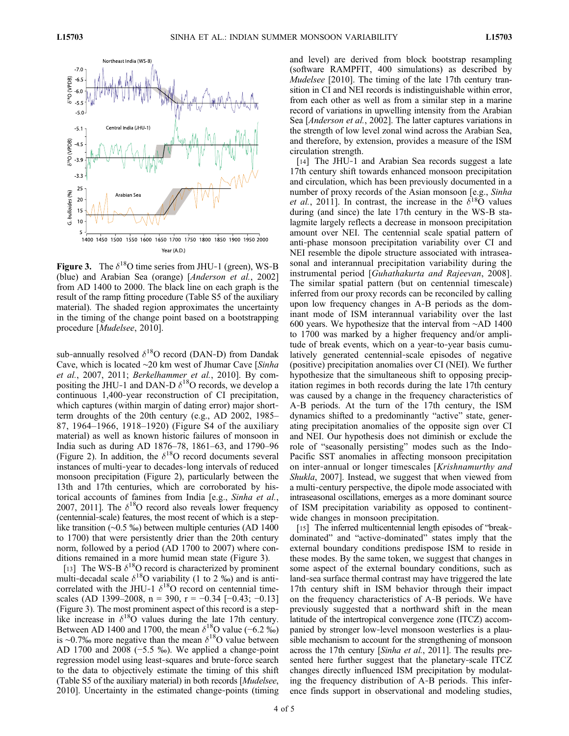**Figure 3.** The $\delta^{18}$O time series from JHU-1 (green), WS-B (blue) and Arabian Sea (orange) [*Anderson et al.*, 2002] from AD 1400 to 2000. The black line on each graph is the result of the ramp fitting procedure (Table S5 of the auxiliary material). The shaded region approximates the uncertainty in the timing of the change point based on a bootstrapping procedure [*Mudelsee*, 2010].

sub-annually resolved $\delta^{18}$O record (DAN-D) from Dandak Cave, which is located ~20 km west of Jhumar Cave [*Sinha et al.*, 2007, 2011; *Berkelhammer et al.*, 2010]. By compositing the JHU-1 and DAN-D $\delta^{18}$O records, we develop a continuous 1,400-year reconstruction of CI precipitation, which captures (within margin of dating error) major short-term droughts of the 20th century (e.g., AD 2002, 1985–87, 1964–1966, 1918–1920) (Figure S4 of the auxiliary material) as well as known historic failures of monsoon in India such as during AD 1876–78, 1861–63, and 1790–96 (Figure 2). In addition, the $\delta^{18}$O record documents several instances of multi-year to decades-long intervals of reduced monsoon precipitation (Figure 2), particularly between the 13th and 17th centuries, which are corroborated by historical accounts of famines from India [e.g., *Sinha et al.*, 2007, 2011]. The $\delta^{18}$O record also reveals lower frequency (centennial-scale) features, the most recent of which is a step-like transition (~0.5 ‰) between multiple centuries (AD 1400 to 1700) that were persistently drier than the 20th century norm, followed by a period (AD 1700 to 2007) where conditions remained in a more humid mean state (Figure 3).

[13] The WS-B $\delta^{18}$O record is characterized by prominent multi-decadal scale $\delta^{18}$O variability (1 to 2 ‰) and is anti-correlated with the JHU-1 $\delta^{18}$O record on centennial timescales (AD 1399–2008, $n = 390$, $r = -0.34$ [$-0.43$; $-0.13$]) (Figure 3). The most prominent aspect of this record is a step-like increase in $\delta^{18}$O values during the late 17th century. Between AD 1400 and 1700, the mean $\delta^{18}$O value (−6.2 ‰) is ~0.7‰ more negative than the mean $\delta^{18}$O value between AD 1700 and 2008 (−5.5 ‰). We applied a change-point regression model using least-squares and brute-force search to the data to objectively estimate the timing of this shift (Table S5 of the auxiliary material) in both records [*Mudelsee*, 2010]. Uncertainty in the estimated change-points (timing and level) are derived from block bootstrap resampling (software RAMPFIT, 400 simulations) as described by *Mudelsee* [2010]. The timing of the late 17th century transition in CI and NEI records is indistinguishable within error, from each other as well as from a similar step in a marine record of variations in upwelling intensity from the Arabian Sea [*Anderson et al.*, 2002]. The latter captures variations in the strength of low level zonal wind across the Arabian Sea, and therefore, by extension, provides a measure of the ISM circulation strength.

[14] The JHU-1 and Arabian Sea records suggest a late 17th century shift towards enhanced monsoon precipitation and circulation, which has been previously documented in a number of proxy records of the Asian monsoon [e.g., *Sinha et al.*, 2011]. In contrast, the increase in the $\delta^{18}$O values during (and since) the late 17th century in the WS-B stalagmite largely reflects a decrease in monsoon precipitation amount over NEI. The centennial scale spatial pattern of anti-phase monsoon precipitation variability over CI and NEI resemble the dipole structure associated with intraseasonal and interannual precipitation variability during the instrumental period [*Guhathakurta and Rajeevan*, 2008]. The similar spatial pattern (but on centennial timescale) inferred from our proxy records can be reconciled by calling upon low frequency changes in A-B periods as the dominant mode of ISM interannual variability over the last 600 years. We hypothesize that the interval from ~AD 1400 to 1700 was marked by a higher frequency and/or amplitude of break events, which on a year-to-year basis cumulatively generated centennial-scale episodes of negative (positive) precipitation anomalies over CI (NEI). We further hypothesize that the simultaneous shift to opposing precipitation regimes in both records during the late 17th century was caused by a change in the frequency characteristics of A-B periods. At the turn of the 17th century, the ISM dynamics shifted to a predominantly "active" state, generating precipitation anomalies of the opposite sign over CI and NEI. Our hypothesis does not diminish or exclude the role of "seasonally persisting" modes such as the Indo-Pacific SST anomalies in affecting monsoon precipitation on inter-annual or longer timescales [*Krishnamurthy and Shukla*, 2007]. Instead, we suggest that when viewed from a multi-century perspective, the dipole mode associated with intraseasonal oscillations, emerges as a more dominant source of ISM precipitation variability as opposed to continent-wide changes in monsoon precipitation.

[15] The inferred multicentennial length episodes of "break-dominated" and "active-dominated" states imply that the external boundary conditions predispose ISM to reside in these modes. By the same token, we suggest that changes in some aspect of the external boundary conditions, such as land-sea surface thermal contrast may have triggered the late 17th century shift in ISM behavior through their impact on the frequency characteristics of A-B periods. We have previously suggested that a northward shift in the mean latitude of the intertropical convergence zone (ITCZ) accompanied by stronger low-level monsoon westerlies is a plausible mechanism to account for the strengthening of monsoon across the 17th century [*Sinha et al.*, 2011]. The results presented here further suggest that the planetary-scale ITCZ changes directly influenced ISM precipitation by modulating the frequency distribution of A-B periods. This inference finds support in observational and modeling studies,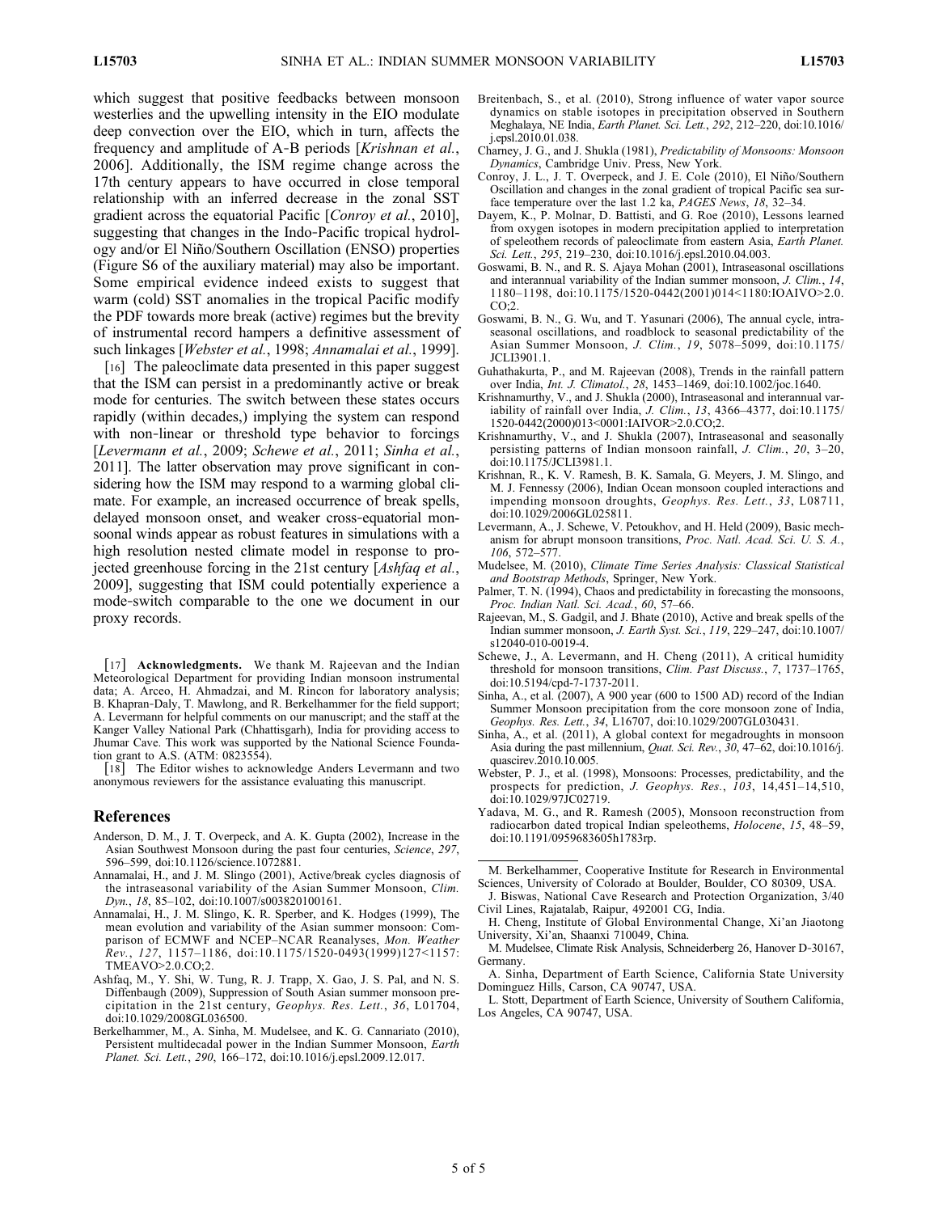which suggest that positive feedbacks between monsoon westerlies and the upwelling intensity in the EIO modulate deep convection over the EIO, which in turn, affects the frequency and amplitude of A-B periods [*Krishnan et al.*, 2006]. Additionally, the ISM regime change across the 17th century appears to have occurred in close temporal relationship with an inferred decrease in the zonal SST gradient across the equatorial Pacific [*Conroy et al.*, 2010], suggesting that changes in the Indo-Pacific tropical hydrology and/or El Niño/Southern Oscillation (ENSO) properties (Figure S6 of the auxiliary material) may also be important. Some empirical evidence indeed exists to suggest that warm (cold) SST anomalies in the tropical Pacific modify the PDF towards more break (active) regimes but the brevity of instrumental record hampers a definitive assessment of such linkages [*Webster et al.*, 1998; *Annamalai et al.*, 1999].

[16] The paleoclimate data presented in this paper suggest that the ISM can persist in a predominantly active or break mode for centuries. The switch between these states occurs rapidly (within decades,) implying the system can respond with non-linear or threshold type behavior to forcings [*Levermann et al.*, 2009; *Schewe et al.*, 2011; *Sinha et al.*, 2011]. The latter observation may prove significant in considering how the ISM may respond to a warming global climate. For example, an increased occurrence of break spells, delayed monsoon onset, and weaker cross-equatorial monsoonal winds appear as robust features in simulations with a high resolution nested climate model in response to projected greenhouse forcing in the 21st century [*Ashfaq et al.*, 2009], suggesting that ISM could potentially experience a mode-switch comparable to the one we document in our proxy records.

[17] **Acknowledgments.** We thank M. Rajeevan and the Indian Meteorological Department for providing Indian monsoon instrumental data; A. Arceo, H. Ahmadzai, and M. Rincon for laboratory analysis; B. Khapran-Daly, T. Mawlong, and R. Berkelhammer for the field support; A. Levermann for helpful comments on our manuscript; and the staff at the Kanger Valley National Park (Chhattisgarh), India for providing access to Jhumar Cave. This work was supported by the National Science Foundation grant to A.S. (ATM: 0823554).

[18] The Editor wishes to acknowledge Anders Levermann and two anonymous reviewers for the assistance evaluating this manuscript.

## References

Anderson, D. M., J. T. Overpeck, and A. K. Gupta (2002), Increase in the Asian Southwest Monsoon during the past four centuries, *Science*, *297*, 596–599, doi:10.1126/science.1072881.

Annamalai, H., and J. M. Slingo (2001), Active/break cycles diagnosis of the intraseasonal variability of the Asian Summer Monsoon, *Clim. Dyn.*, *18*, 85–102, doi:10.1007/s003820100161.

Annamalai, H., J. M. Slingo, K. R. Sperber, and K. Hodges (1999), The mean evolution and variability of the Asian summer monsoon: Comparison of ECMWF and NCEP–NCAR Reanalyses, *Mon. Weather Rev.*, *127*, 1157–1186, doi:10.1175/1520-0493(1999)127<1157:TMEAVO>2.0.CO;2.

Ashfaq, M., Y. Shi, W. Tung, R. J. Trapp, X. Gao, J. S. Pal, and N. S. Diffenbaugh (2009), Suppression of South Asian summer monsoon precipitation in the 21st century, *Geophys. Res. Lett.*, *36*, L01704, doi:10.1029/2008GL036500.

Berkelhammer, M., A. Sinha, M. Mudelsee, and K. G. Cannariato (2010), Persistent multidecadal power in the Indian Summer Monsoon, *Earth Planet. Sci. Lett.*, *290*, 166–172, doi:10.1016/j.epsl.2009.12.017.

Breitenbach, S., et al. (2010), Strong influence of water vapor source dynamics on stable isotopes in precipitation observed in Southern Meghalaya, NE India, *Earth Planet. Sci. Lett.*, *292*, 212–220, doi:10.1016/j.epsl.2010.01.038.

Charney, J. G., and J. Shukla (1981), *Predictability of Monsoons: Monsoon Dynamics*, Cambridge Univ. Press, New York.

Conroy, J. L., J. T. Overpeck, and J. E. Cole (2010), El Niño/Southern Oscillation and changes in the zonal gradient of tropical Pacific sea surface temperature over the last 1.2 ka, *PAGES News*, *18*, 32–34.

Dayem, K., P. Molnar, D. Battisti, and G. Roe (2010), Lessons learned from oxygen isotopes in modern precipitation applied to interpretation of speleothem records of paleoclimate from eastern Asia, *Earth Planet. Sci. Lett.*, *295*, 219–230, doi:10.1016/j.epsl.2010.04.003.

Goswami, B. N., and R. S. Ajaya Mohan (2001), Intraseasonal oscillations and interannual variability of the Indian summer monsoon, *J. Clim.*, *14*, 1180–1198, doi:10.1175/1520-0442(2001)014<1180:IOAIVO>2.0.CO;2.

Goswami, B. N., G. Wu, and T. Yasunari (2006), The annual cycle, intraseasonal oscillations, and roadblock to seasonal predictability of the Asian Summer Monsoon, *J. Clim.*, *19*, 5078–5099, doi:10.1175/JCLI3901.1.

Guhathakurta, P., and M. Rajeevan (2008), Trends in the rainfall pattern over India, *Int. J. Climatol.*, *28*, 1453–1469, doi:10.1002/joc.1640.

Krishnamurthy, V., and J. Shukla (2000), Intraseasonal and interannual variability of rainfall over India, *J. Clim.*, *13*, 4366–4377, doi:10.1175/1520-0442(2000)013<0001:IAIVOR>2.0.CO;2.

Krishnamurthy, V., and J. Shukla (2007), Intraseasonal and seasonally persisting patterns of Indian monsoon rainfall, *J. Clim.*, *20*, 3–20, doi:10.1175/JCLI3981.1.

Krishnan, R., K. V. Ramesh, B. K. Samala, G. Meyers, J. M. Slingo, and M. J. Fennessy (2006), Indian Ocean monsoon coupled interactions and impending monsoon droughts, *Geophys. Res. Lett.*, *33*, L08711, doi:10.1029/2006GL025811.

Levermann, A., J. Schewe, V. Petoukhov, and H. Held (2009), Basic mechanism for abrupt monsoon transitions, *Proc. Natl. Acad. Sci. U. S. A.*, *106*, 572–577.

Mudelsee, M. (2010), *Climate Time Series Analysis: Classical Statistical and Bootstrap Methods*, Springer, New York.

Palmer, T. N. (1994), Chaos and predictability in forecasting the monsoons, *Proc. Indian Natl. Sci. Acad.*, *60*, 57–66.

Rajeevan, M., S. Gadgil, and J. Bhate (2010), Active and break spells of the Indian summer monsoon, *J. Earth Syst. Sci.*, *119*, 229–247, doi:10.1007/s12040-010-0019-4.

Schewe, J., A. Levermann, and H. Cheng (2011), A critical humidity threshold for monsoon transitions, *Clim. Past Discuss.*, *7*, 1737–1765, doi:10.5194/cpd-7-1737-2011.

Sinha, A., et al. (2007), A 900 year (600 to 1500 AD) record of the Indian Summer Monsoon precipitation from the core monsoon zone of India, *Geophys. Res. Lett.*, *34*, L16707, doi:10.1029/2007GL030431.

Sinha, A., et al. (2011), A global context for megadroughts in monsoon Asia during the past millennium, *Quat. Sci. Rev.*, *30*, 47–62, doi:10.1016/j.quascirev.2010.10.005.

Webster, P. J., et al. (1998), Monsoons: Processes, predictability, and the prospects for prediction, *J. Geophys. Res.*, *103*, 14,451–14,510, doi:10.1029/97JC02719.

Yadava, M. G., and R. Ramesh (2005), Monsoon reconstruction from radiocarbon dated tropical Indian speleothems, *Holocene*, *15*, 48–59, doi:10.1191/0959683605h1783rp.

---

M. Berkelhammer, Cooperative Institute for Research in Environmental Sciences, University of Colorado at Boulder, Boulder, CO 80309, USA.

J. Biswas, National Cave Research and Protection Organization, 3/40 Civil Lines, Rajatalab, Raipur, 492001 CG, India.

H. Cheng, Institute of Global Environmental Change, Xi'an Jiaotong University, Xi'an, Shaanxi 710049, China.

M. Mudelsee, Climate Risk Analysis, Schneiderberg 26, Hanover D-30167, Germany.

A. Sinha, Department of Earth Science, California State University Dominguez Hills, Carson, CA 90747, USA.

L. Stott, Department of Earth Science, University of Southern California, Los Angeles, CA 90747, USA.